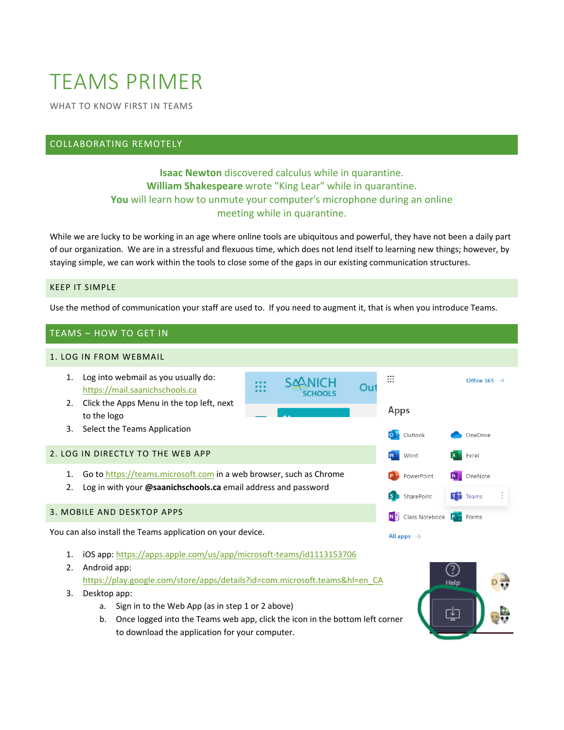# TEAMS PRIMER

WHAT TO KNOW FIRST IN TEAMS

## COLLABORATING REMOTELY

**Isaac Newton** discovered calculus while in quarantine.
**William Shakespeare** wrote "King Lear" while in quarantine.
**You** will learn how to unmute your computer's microphone during an online meeting while in quarantine.

While we are lucky to be working in an age where online tools are ubiquitous and powerful, they have not been a daily part of our organization. We are in a stressful and flexuous time, which does not lend itself to learning new things; however, by staying simple, we can work within the tools to close some of the gaps in our existing communication structures.

### KEEP IT SIMPLE

Use the method of communication your staff are used to. If you need to augment it, that is when you introduce Teams.

## TEAMS – HOW TO GET IN

### 1. LOG IN FROM WEBMAIL

1. Log into webmail as you usually do: https://mail.saanichschools.ca
2. Click the Apps Menu in the top left, next to the logo
3. Select the Teams Application

### 2. LOG IN DIRECTLY TO THE WEB APP

1. Go to https://teams.microsoft.com in a web browser, such as Chrome
2. Log in with your **@saanichschools.ca** email address and password

### 3. MOBILE AND DESKTOP APPS

You can also install the Teams application on your device.

1. iOS app: https://apps.apple.com/us/app/microsoft-teams/id1113153706
2. Android app: https://play.google.com/store/apps/details?id=com.microsoft.teams&hl=en_CA
3. Desktop app:
   a. Sign in to the Web App (as in step 1 or 2 above)
   b. Once logged into the Teams web app, click the icon in the bottom left corner to download the application for your computer.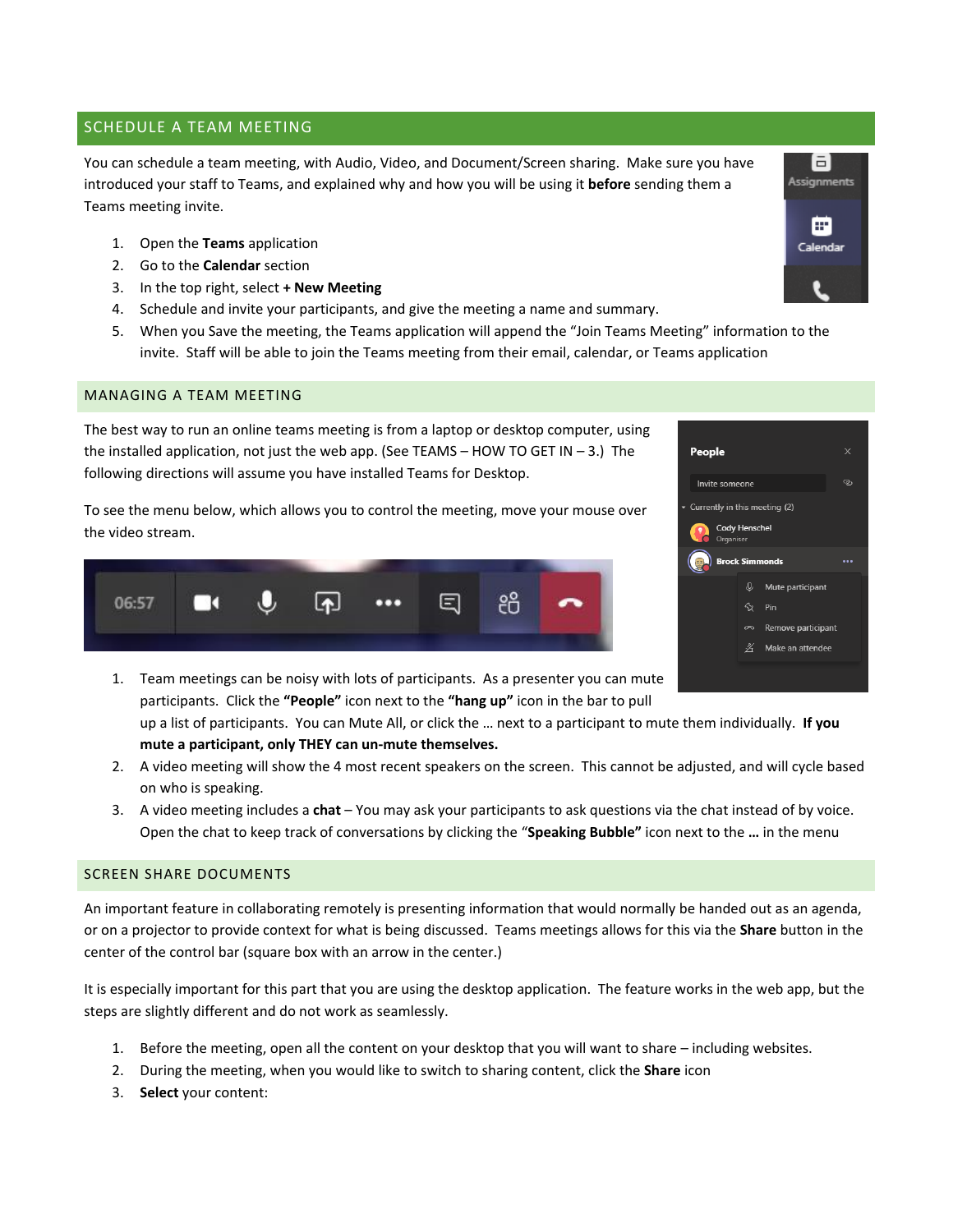## SCHEDULE A TEAM MEETING

You can schedule a team meeting, with Audio, Video, and Document/Screen sharing. Make sure you have introduced your staff to Teams, and explained why and how you will be using it **before** sending them a Teams meeting invite.

1. Open the **Teams** application
2. Go to the **Calendar** section
3. In the top right, select **+ New Meeting**
4. Schedule and invite your participants, and give the meeting a name and summary.
5. When you Save the meeting, the Teams application will append the "Join Teams Meeting" information to the invite. Staff will be able to join the Teams meeting from their email, calendar, or Teams application

## MANAGING A TEAM MEETING

The best way to run an online teams meeting is from a laptop or desktop computer, using the installed application, not just the web app. (See TEAMS – HOW TO GET IN – 3.) The following directions will assume you have installed Teams for Desktop.

To see the menu below, which allows you to control the meeting, move your mouse over the video stream.

1. Team meetings can be noisy with lots of participants. As a presenter you can mute participants. Click the **"People"** icon next to the **"hang up"** icon in the bar to pull up a list of participants. You can Mute All, or click the … next to a participant to mute them individually. **If you mute a participant, only THEY can un-mute themselves.**
2. A video meeting will show the 4 most recent speakers on the screen. This cannot be adjusted, and will cycle based on who is speaking.
3. A video meeting includes a **chat** – You may ask your participants to ask questions via the chat instead of by voice. Open the chat to keep track of conversations by clicking the "**Speaking Bubble"** icon next to the **…** in the menu

## SCREEN SHARE DOCUMENTS

An important feature in collaborating remotely is presenting information that would normally be handed out as an agenda, or on a projector to provide context for what is being discussed. Teams meetings allows for this via the **Share** button in the center of the control bar (square box with an arrow in the center.)

It is especially important for this part that you are using the desktop application. The feature works in the web app, but the steps are slightly different and do not work as seamlessly.

1. Before the meeting, open all the content on your desktop that you will want to share – including websites.
2. During the meeting, when you would like to switch to sharing content, click the **Share** icon
3. **Select** your content: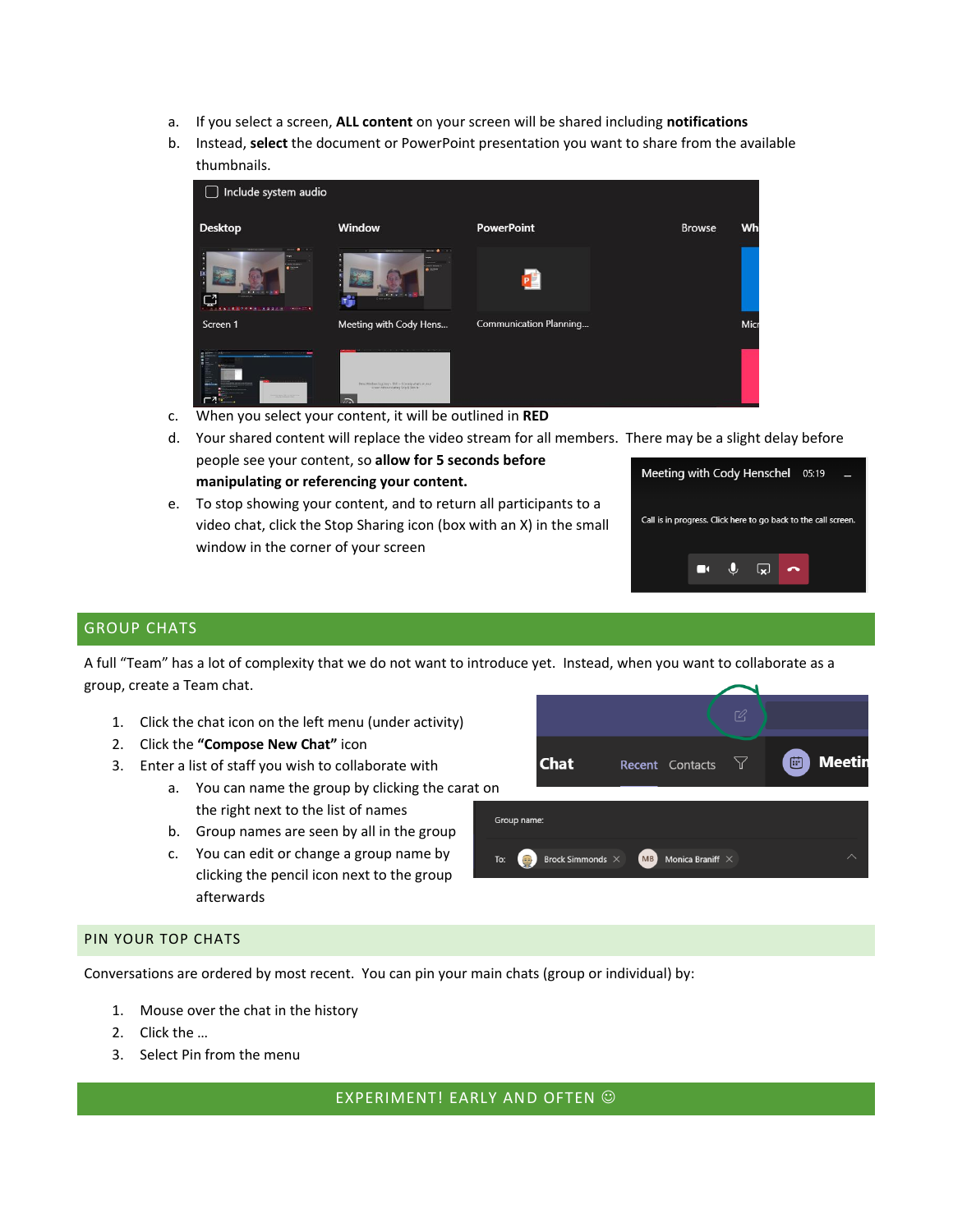a. If you select a screen, **ALL content** on your screen will be shared including **notifications**
b. Instead, **select** the document or PowerPoint presentation you want to share from the available thumbnails.
c. When you select your content, it will be outlined in **RED**
d. Your shared content will replace the video stream for all members. There may be a slight delay before people see your content, so **allow for 5 seconds before manipulating or referencing your content.**
e. To stop showing your content, and to return all participants to a video chat, click the Stop Sharing icon (box with an X) in the small window in the corner of your screen

## GROUP CHATS

A full "Team" has a lot of complexity that we do not want to introduce yet. Instead, when you want to collaborate as a group, create a Team chat.

1. Click the chat icon on the left menu (under activity)
2. Click the **"Compose New Chat"** icon
3. Enter a list of staff you wish to collaborate with
   a. You can name the group by clicking the carat on the right next to the list of names
   b. Group names are seen by all in the group
   c. You can edit or change a group name by clicking the pencil icon next to the group afterwards

## PIN YOUR TOP CHATS

Conversations are ordered by most recent. You can pin your main chats (group or individual) by:

1. Mouse over the chat in the history
2. Click the …
3. Select Pin from the menu

## EXPERIMENT! EARLY AND OFTEN ☺